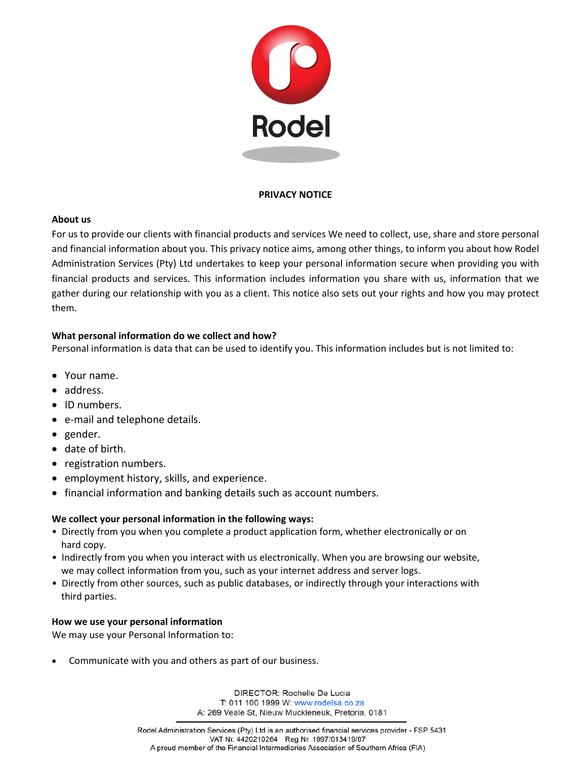# PRIVACY NOTICE

## About us

For us to provide our clients with financial products and services We need to collect, use, share and store personal and financial information about you. This privacy notice aims, among other things, to inform you about how Rodel Administration Services (Pty) Ltd undertakes to keep your personal information secure when providing you with financial products and services. This information includes information you share with us, information that we gather during our relationship with you as a client. This notice also sets out your rights and how you may protect them.

## What personal information do we collect and how?

Personal information is data that can be used to identify you. This information includes but is not limited to:

- Your name.
- address.
- ID numbers.
- e-mail and telephone details.
- gender.
- date of birth.
- registration numbers.
- employment history, skills, and experience.
- financial information and banking details such as account numbers.

**We collect your personal information in the following ways:**

- Directly from you when you complete a product application form, whether electronically or on hard copy.
- Indirectly from you when you interact with us electronically. When you are browsing our website, we may collect information from you, such as your internet address and server logs.
- Directly from other sources, such as public databases, or indirectly through your interactions with third parties.

## How we use your personal information

We may use your Personal Information to:

- Communicate with you and others as part of our business.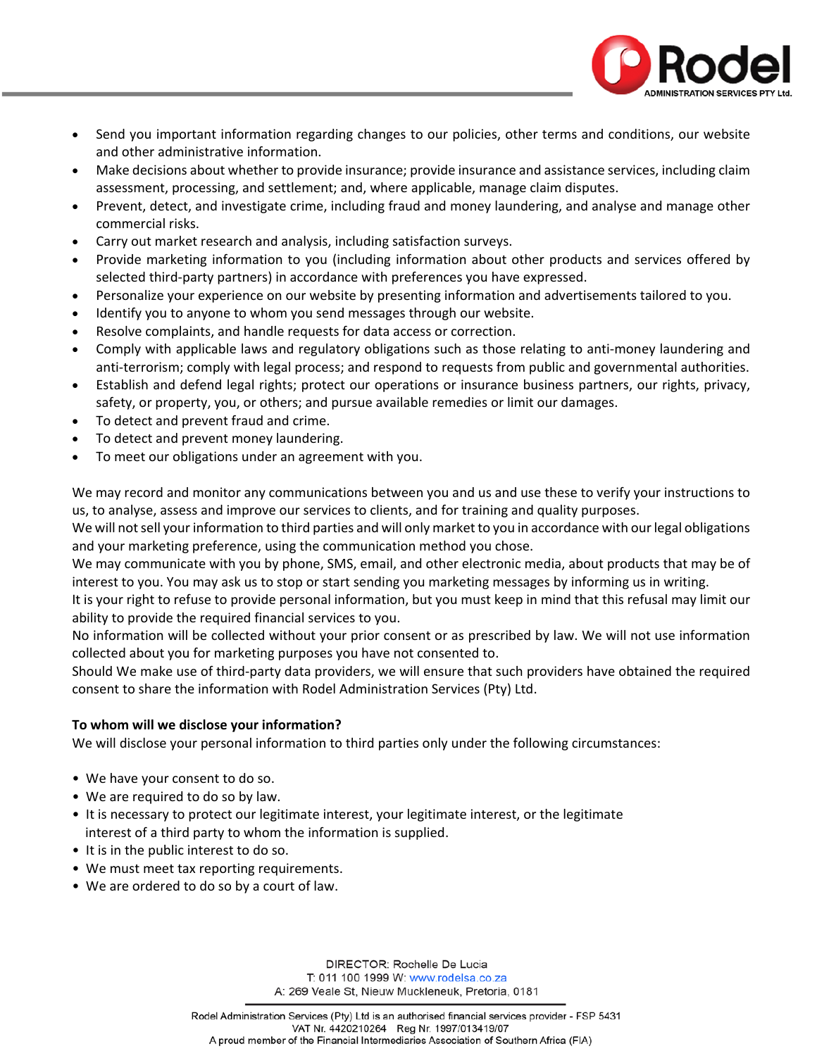- Send you important information regarding changes to our policies, other terms and conditions, our website and other administrative information.
- Make decisions about whether to provide insurance; provide insurance and assistance services, including claim assessment, processing, and settlement; and, where applicable, manage claim disputes.
- Prevent, detect, and investigate crime, including fraud and money laundering, and analyse and manage other commercial risks.
- Carry out market research and analysis, including satisfaction surveys.
- Provide marketing information to you (including information about other products and services offered by selected third-party partners) in accordance with preferences you have expressed.
- Personalize your experience on our website by presenting information and advertisements tailored to you.
- Identify you to anyone to whom you send messages through our website.
- Resolve complaints, and handle requests for data access or correction.
- Comply with applicable laws and regulatory obligations such as those relating to anti-money laundering and anti-terrorism; comply with legal process; and respond to requests from public and governmental authorities.
- Establish and defend legal rights; protect our operations or insurance business partners, our rights, privacy, safety, or property, you, or others; and pursue available remedies or limit our damages.
- To detect and prevent fraud and crime.
- To detect and prevent money laundering.
- To meet our obligations under an agreement with you.

We may record and monitor any communications between you and us and use these to verify your instructions to us, to analyse, assess and improve our services to clients, and for training and quality purposes.
We will not sell your information to third parties and will only market to you in accordance with our legal obligations and your marketing preference, using the communication method you chose.
We may communicate with you by phone, SMS, email, and other electronic media, about products that may be of interest to you. You may ask us to stop or start sending you marketing messages by informing us in writing.
It is your right to refuse to provide personal information, but you must keep in mind that this refusal may limit our ability to provide the required financial services to you.
No information will be collected without your prior consent or as prescribed by law. We will not use information collected about you for marketing purposes you have not consented to.
Should We make use of third-party data providers, we will ensure that such providers have obtained the required consent to share the information with Rodel Administration Services (Pty) Ltd.

**To whom will we disclose your information?**
We will disclose your personal information to third parties only under the following circumstances:

- We have your consent to do so.
- We are required to do so by law.
- It is necessary to protect our legitimate interest, your legitimate interest, or the legitimate interest of a third party to whom the information is supplied.
- It is in the public interest to do so.
- We must meet tax reporting requirements.
- We are ordered to do so by a court of law.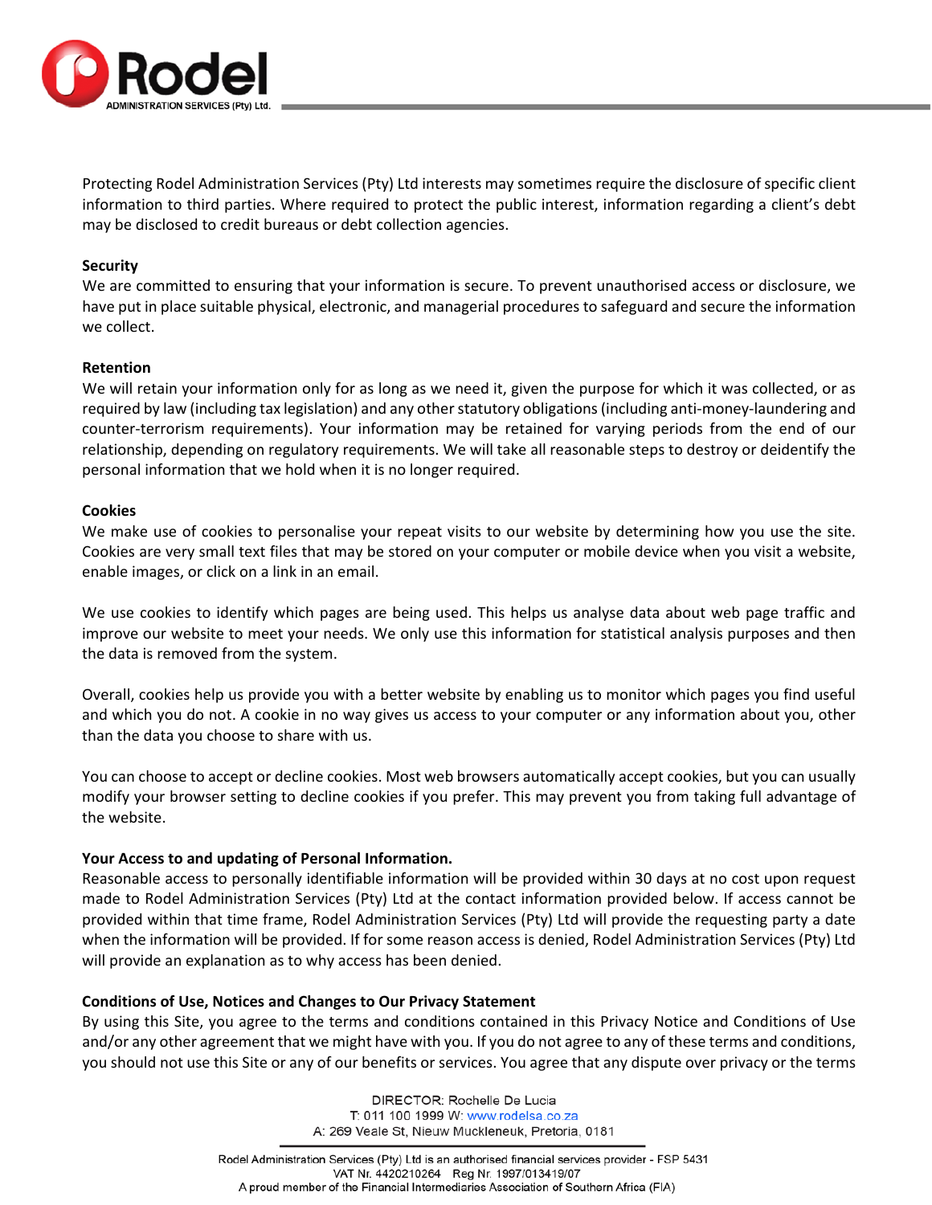Protecting Rodel Administration Services (Pty) Ltd interests may sometimes require the disclosure of specific client information to third parties. Where required to protect the public interest, information regarding a client's debt may be disclosed to credit bureaus or debt collection agencies.

**Security**

We are committed to ensuring that your information is secure. To prevent unauthorised access or disclosure, we have put in place suitable physical, electronic, and managerial procedures to safeguard and secure the information we collect.

**Retention**

We will retain your information only for as long as we need it, given the purpose for which it was collected, or as required by law (including tax legislation) and any other statutory obligations (including anti-money-laundering and counter-terrorism requirements). Your information may be retained for varying periods from the end of our relationship, depending on regulatory requirements. We will take all reasonable steps to destroy or deidentify the personal information that we hold when it is no longer required.

**Cookies**

We make use of cookies to personalise your repeat visits to our website by determining how you use the site. Cookies are very small text files that may be stored on your computer or mobile device when you visit a website, enable images, or click on a link in an email.

We use cookies to identify which pages are being used. This helps us analyse data about web page traffic and improve our website to meet your needs. We only use this information for statistical analysis purposes and then the data is removed from the system.

Overall, cookies help us provide you with a better website by enabling us to monitor which pages you find useful and which you do not. A cookie in no way gives us access to your computer or any information about you, other than the data you choose to share with us.

You can choose to accept or decline cookies. Most web browsers automatically accept cookies, but you can usually modify your browser setting to decline cookies if you prefer. This may prevent you from taking full advantage of the website.

**Your Access to and updating of Personal Information.**

Reasonable access to personally identifiable information will be provided within 30 days at no cost upon request made to Rodel Administration Services (Pty) Ltd at the contact information provided below. If access cannot be provided within that time frame, Rodel Administration Services (Pty) Ltd will provide the requesting party a date when the information will be provided. If for some reason access is denied, Rodel Administration Services (Pty) Ltd will provide an explanation as to why access has been denied.

**Conditions of Use, Notices and Changes to Our Privacy Statement**

By using this Site, you agree to the terms and conditions contained in this Privacy Notice and Conditions of Use and/or any other agreement that we might have with you. If you do not agree to any of these terms and conditions, you should not use this Site or any of our benefits or services. You agree that any dispute over privacy or the terms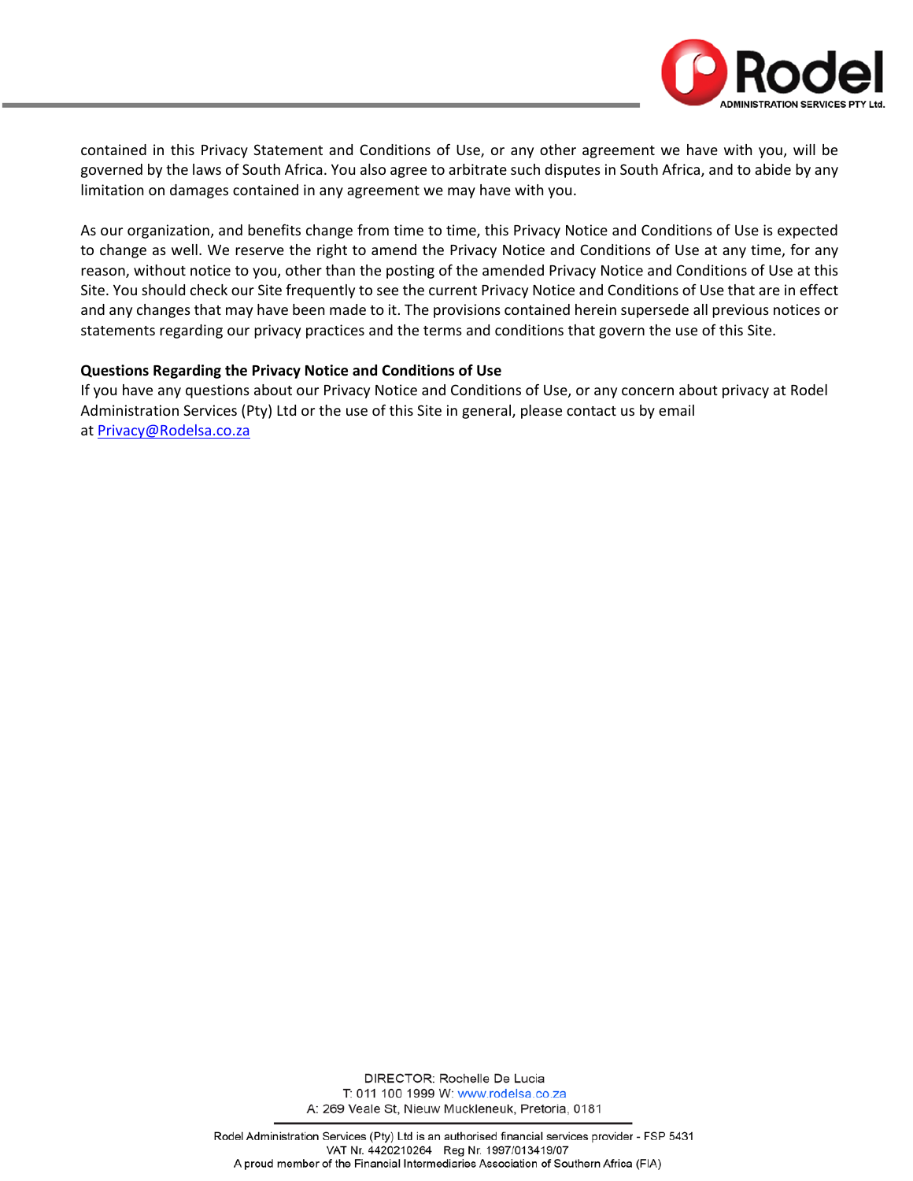contained in this Privacy Statement and Conditions of Use, or any other agreement we have with you, will be governed by the laws of South Africa. You also agree to arbitrate such disputes in South Africa, and to abide by any limitation on damages contained in any agreement we may have with you.

As our organization, and benefits change from time to time, this Privacy Notice and Conditions of Use is expected to change as well. We reserve the right to amend the Privacy Notice and Conditions of Use at any time, for any reason, without notice to you, other than the posting of the amended Privacy Notice and Conditions of Use at this Site. You should check our Site frequently to see the current Privacy Notice and Conditions of Use that are in effect and any changes that may have been made to it. The provisions contained herein supersede all previous notices or statements regarding our privacy practices and the terms and conditions that govern the use of this Site.

**Questions Regarding the Privacy Notice and Conditions of Use**

If you have any questions about our Privacy Notice and Conditions of Use, or any concern about privacy at Rodel Administration Services (Pty) Ltd or the use of this Site in general, please contact us by email at Privacy@Rodelsa.co.za